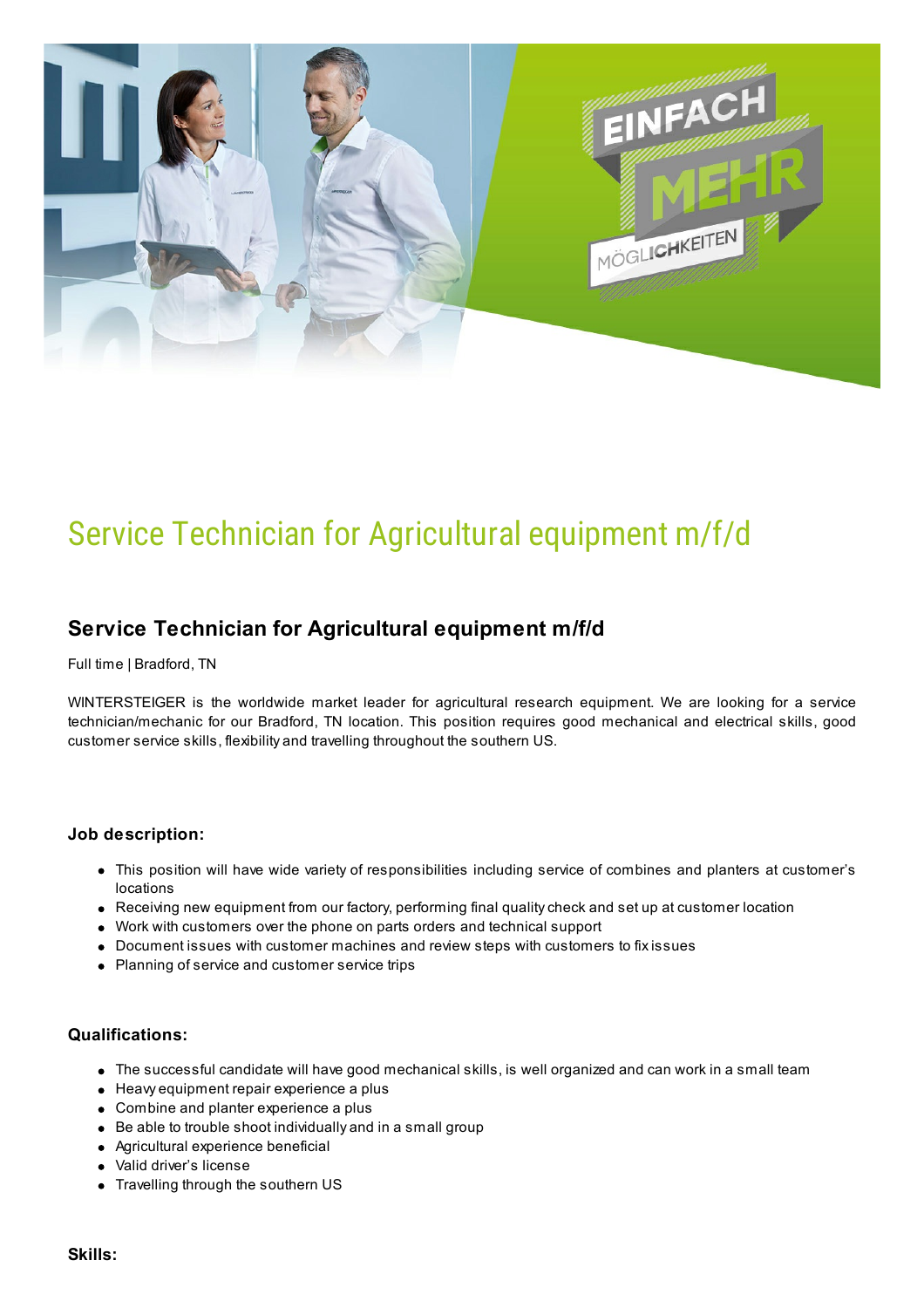# Service Technician for Agricultural equipment m/f/d

## Service Technician for Agricultural equipment m/f/d

Full time | Bradford, TN

WINTERSTEIGER is the worldwide market leader for agricultural research equipment. We are looking for a service technician/mechanic for our Bradford, TN location. This position requires good mechanical and electrical skills, good customer service skills, flexibility and travelling throughout the southern US.

### Job description:

- This position will have wide variety of responsibilities including service of combines and planters at customer's locations
- Receiving new equipment from our factory, performing final quality check and set up at customer location
- Work with customers over the phone on parts orders and technical support
- Document issues with customer machines and review steps with customers to fix issues
- Planning of service and customer service trips

### Qualifications:

- The successful candidate will have good mechanical skills, is well organized and can work in a small team
- Heavy equipment repair experience a plus
- Combine and planter experience a plus
- Be able to trouble shoot individually and in a small group
- Agricultural experience beneficial
- Valid driver's license
- Travelling through the southern US

### Skills: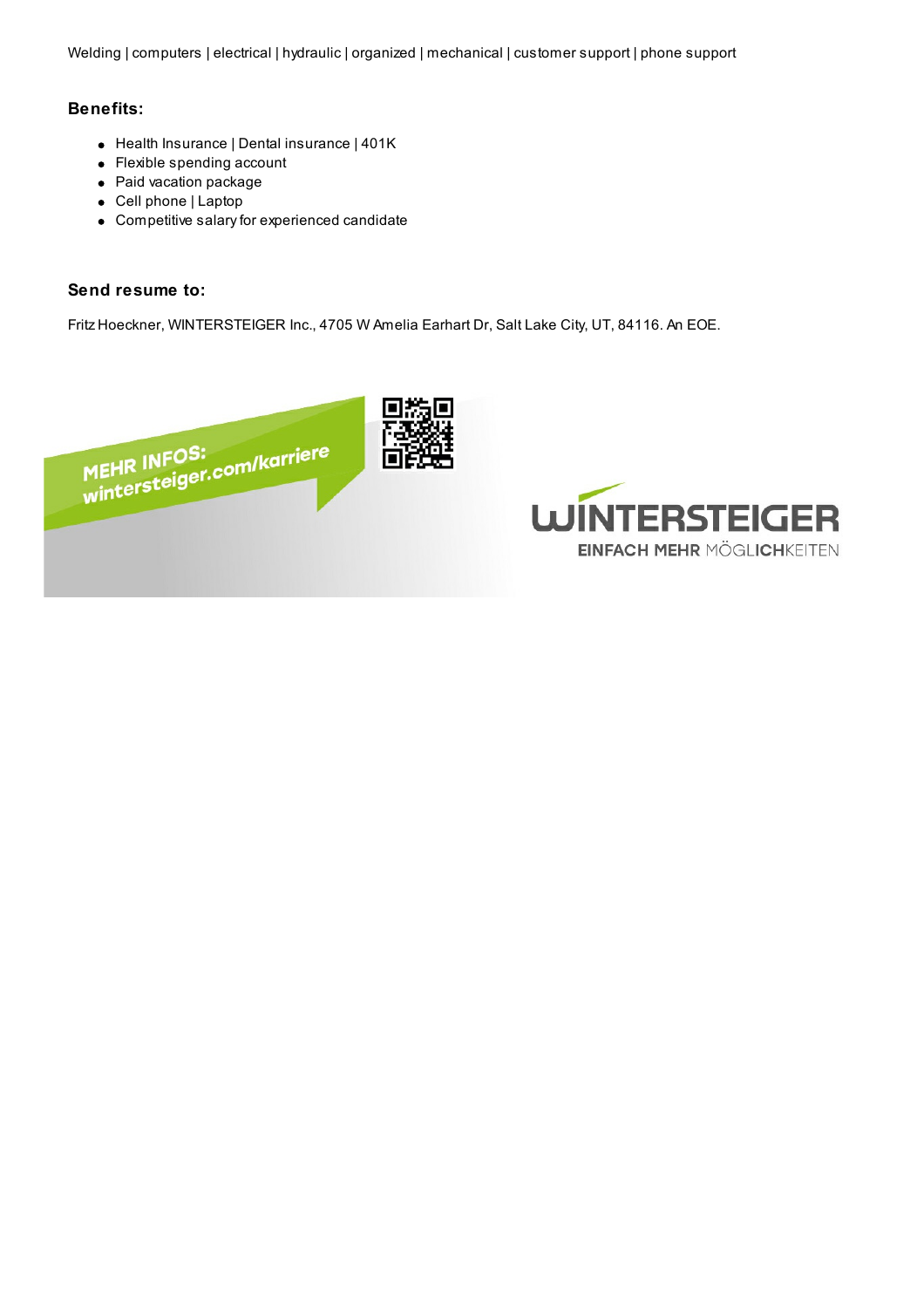Welding | computers | electrical | hydraulic | organized | mechanical | customer support | phone support

### Benefits:

- Health Insurance | Dental insurance | 401K
- Flexible spending account
- Paid vacation package
- Cell phone | Laptop
- Competitive salary for experienced candidate

### Send resume to:

Fritz Hoeckner, WINTERSTEIGER Inc., 4705 W Amelia Earhart Dr, Salt Lake City, UT, 84116. An EOE.

MEHR INFOS:
wintersteiger.com/karriere

WINTERSTEIGER
EINFACH MEHR MÖGLICHKEITEN